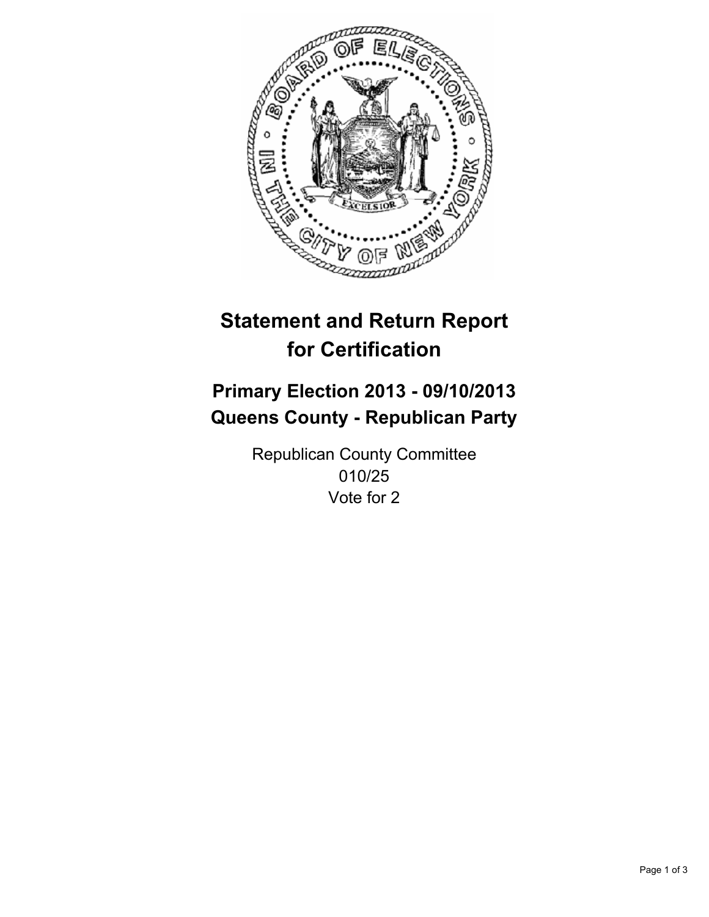# Statement and Return Report for Certification

## Primary Election 2013 - 09/10/2013
## Queens County - Republican Party

Republican County Committee
010/25
Vote for 2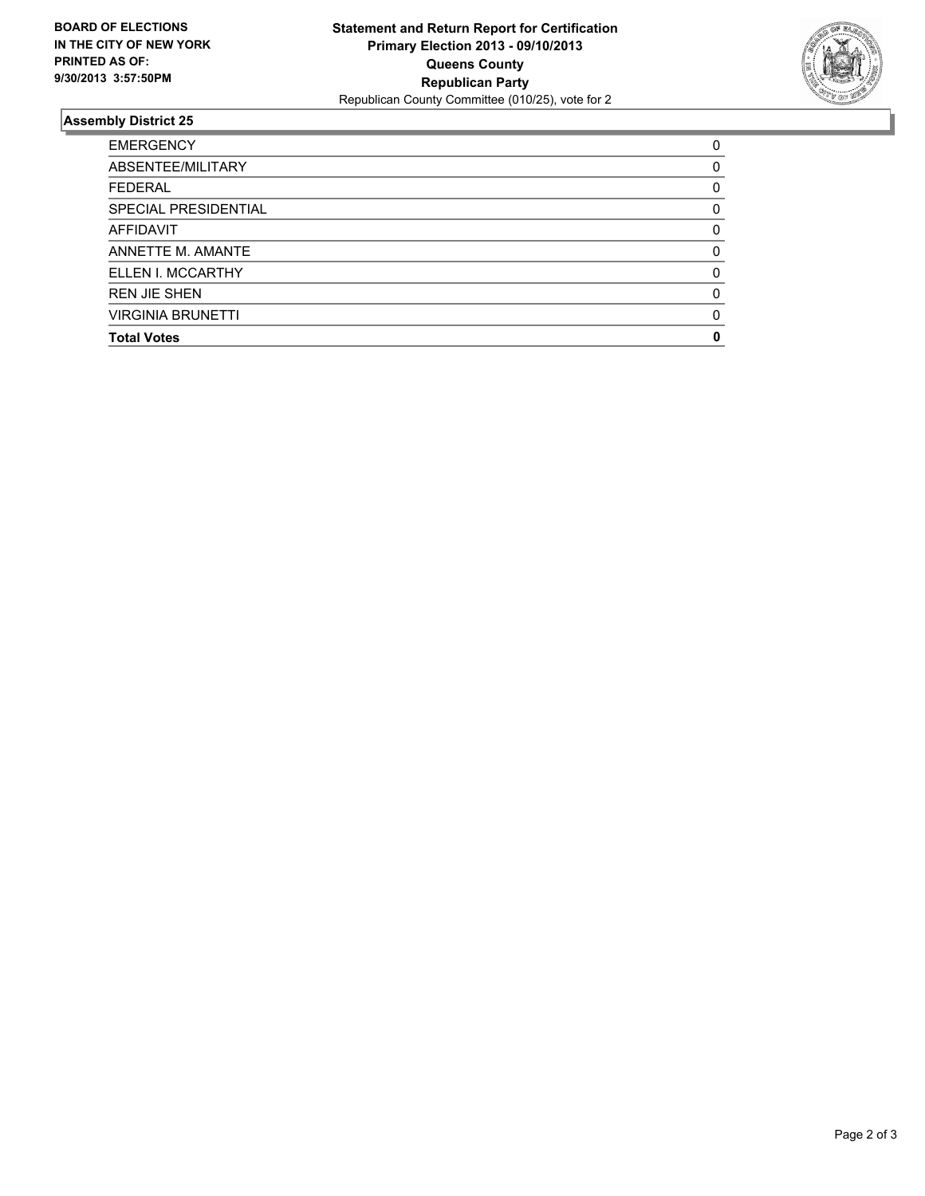**BOARD OF ELECTIONS IN THE CITY OF NEW YORK PRINTED AS OF: 9/30/2013 3:57:50PM**

**Statement and Return Report for Certification**
**Primary Election 2013 - 09/10/2013**
**Queens County**
**Republican Party**
Republican County Committee (010/25), vote for 2

## Assembly District 25

| | |
|---|---|
| EMERGENCY | 0 |
| ABSENTEE/MILITARY | 0 |
| FEDERAL | 0 |
| SPECIAL PRESIDENTIAL | 0 |
| AFFIDAVIT | 0 |
| ANNETTE M. AMANTE | 0 |
| ELLEN I. MCCARTHY | 0 |
| REN JIE SHEN | 0 |
| VIRGINIA BRUNETTI | 0 |
| **Total Votes** | **0** |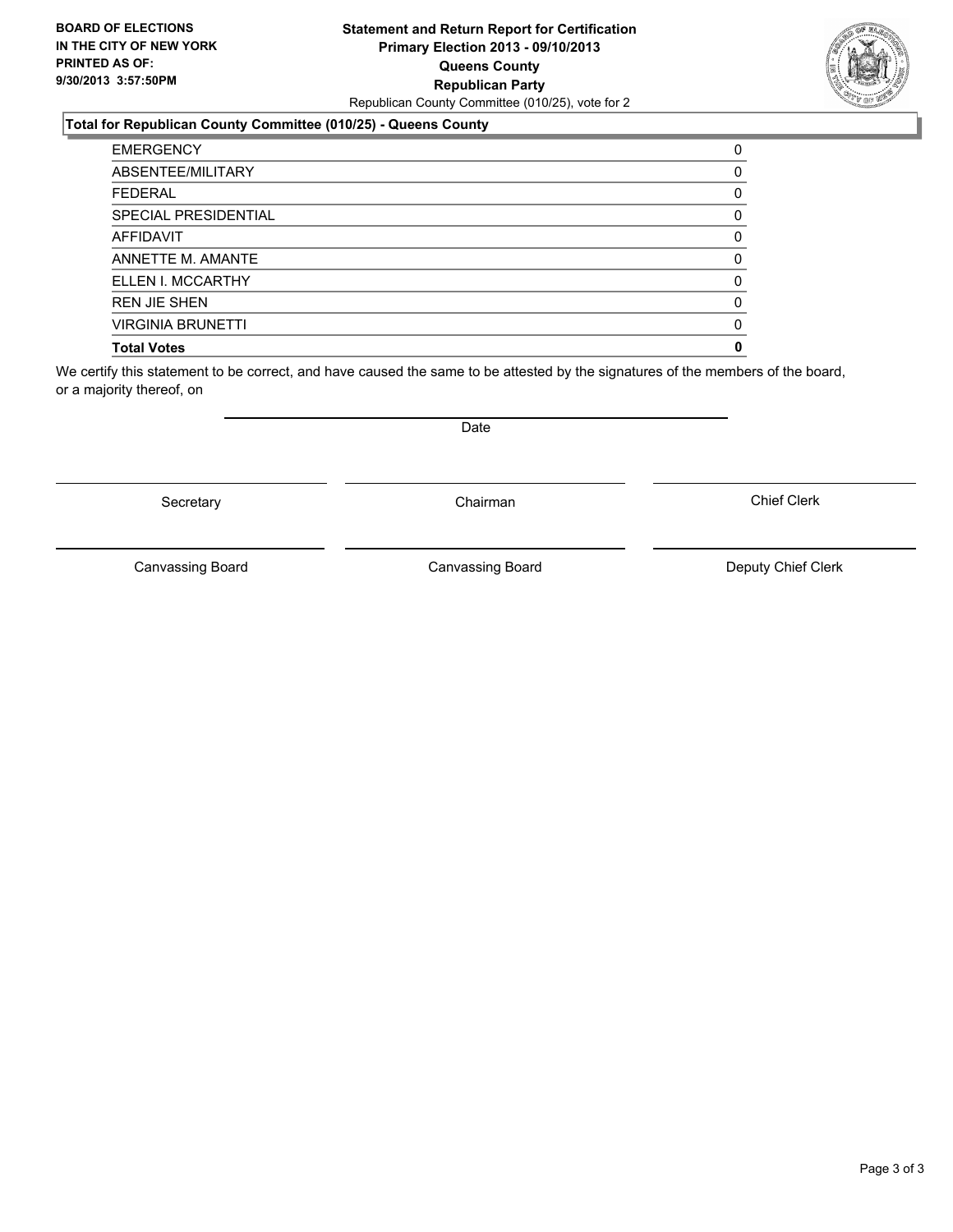**BOARD OF ELECTIONS IN THE CITY OF NEW YORK PRINTED AS OF: 9/30/2013 3:57:50PM**

**Statement and Return Report for Certification**
**Primary Election 2013 - 09/10/2013**
**Queens County**
**Republican Party**
Republican County Committee (010/25), vote for 2

### Total for Republican County Committee (010/25) - Queens County

| | |
|---|---|
| EMERGENCY | 0 |
| ABSENTEE/MILITARY | 0 |
| FEDERAL | 0 |
| SPECIAL PRESIDENTIAL | 0 |
| AFFIDAVIT | 0 |
| ANNETTE M. AMANTE | 0 |
| ELLEN I. MCCARTHY | 0 |
| REN JIE SHEN | 0 |
| VIRGINIA BRUNETTI | 0 |
| **Total Votes** | **0** |

We certify this statement to be correct, and have caused the same to be attested by the signatures of the members of the board, or a majority thereof, on

Date

Secretary

Chairman

Chief Clerk

Canvassing Board

Canvassing Board

Deputy Chief Clerk